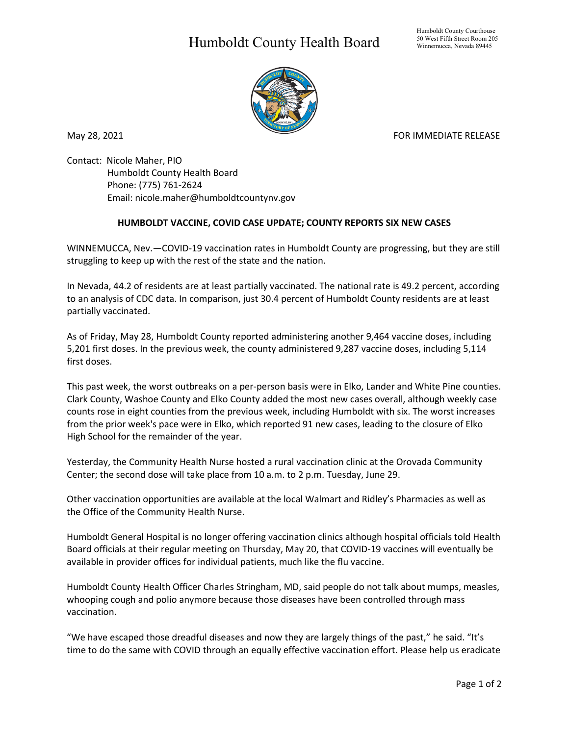# Humboldt County Health Board

Humboldt County Courthouse
50 West Fifth Street Room 205
Winnemucca, Nevada 89445

May 28, 2021

FOR IMMEDIATE RELEASE

Contact: Nicole Maher, PIO
Humboldt County Health Board
Phone: (775) 761-2624
Email: nicole.maher@humboldtcountynv.gov

**HUMBOLDT VACCINE, COVID CASE UPDATE; COUNTY REPORTS SIX NEW CASES**

WINNEMUCCA, Nev.—COVID-19 vaccination rates in Humboldt County are progressing, but they are still struggling to keep up with the rest of the state and the nation.

In Nevada, 44.2 of residents are at least partially vaccinated. The national rate is 49.2 percent, according to an analysis of CDC data. In comparison, just 30.4 percent of Humboldt County residents are at least partially vaccinated.

As of Friday, May 28, Humboldt County reported administering another 9,464 vaccine doses, including 5,201 first doses. In the previous week, the county administered 9,287 vaccine doses, including 5,114 first doses.

This past week, the worst outbreaks on a per-person basis were in Elko, Lander and White Pine counties. Clark County, Washoe County and Elko County added the most new cases overall, although weekly case counts rose in eight counties from the previous week, including Humboldt with six. The worst increases from the prior week's pace were in Elko, which reported 91 new cases, leading to the closure of Elko High School for the remainder of the year.

Yesterday, the Community Health Nurse hosted a rural vaccination clinic at the Orovada Community Center; the second dose will take place from 10 a.m. to 2 p.m. Tuesday, June 29.

Other vaccination opportunities are available at the local Walmart and Ridley's Pharmacies as well as the Office of the Community Health Nurse.

Humboldt General Hospital is no longer offering vaccination clinics although hospital officials told Health Board officials at their regular meeting on Thursday, May 20, that COVID-19 vaccines will eventually be available in provider offices for individual patients, much like the flu vaccine.

Humboldt County Health Officer Charles Stringham, MD, said people do not talk about mumps, measles, whooping cough and polio anymore because those diseases have been controlled through mass vaccination.

"We have escaped those dreadful diseases and now they are largely things of the past," he said. "It's time to do the same with COVID through an equally effective vaccination effort. Please help us eradicate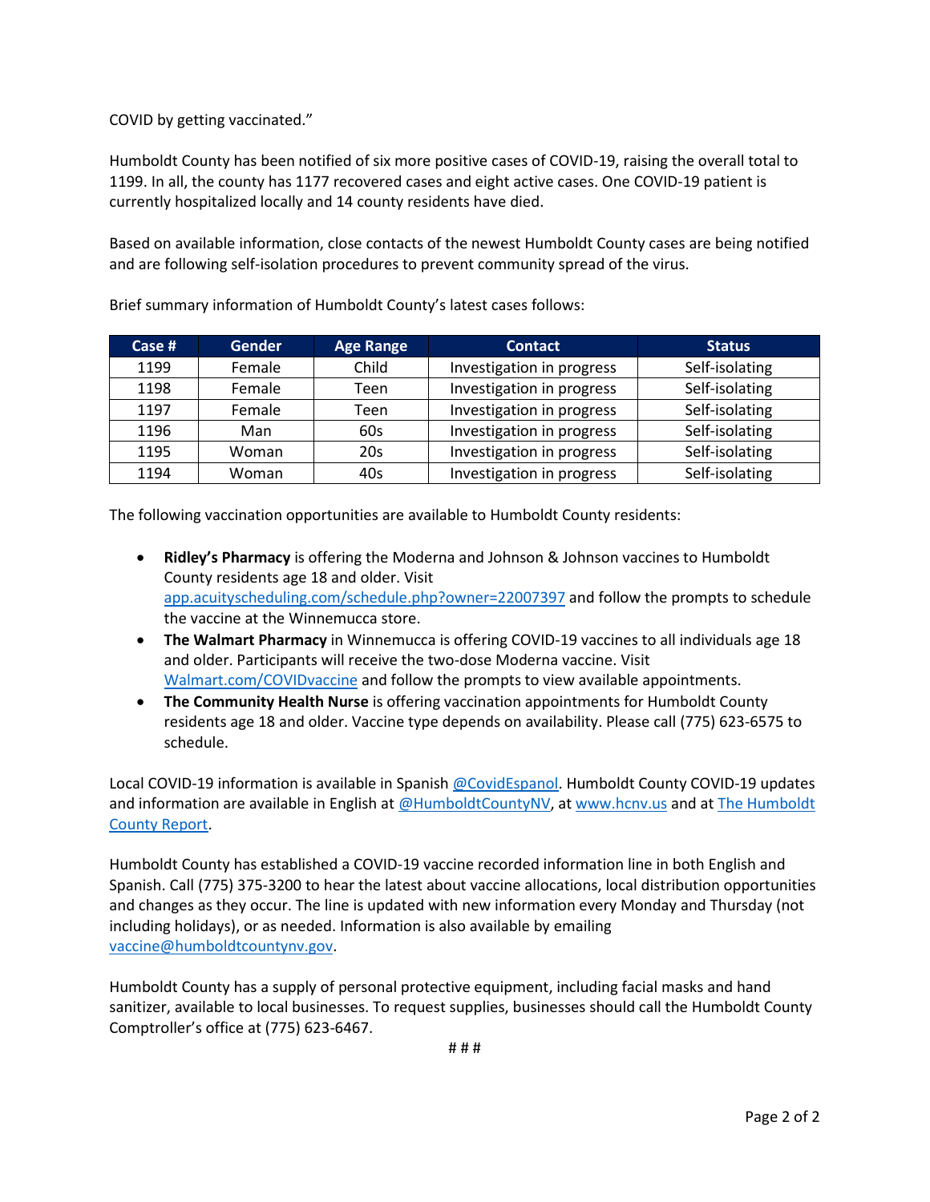COVID by getting vaccinated."

Humboldt County has been notified of six more positive cases of COVID-19, raising the overall total to 1199. In all, the county has 1177 recovered cases and eight active cases. One COVID-19 patient is currently hospitalized locally and 14 county residents have died.

Based on available information, close contacts of the newest Humboldt County cases are being notified and are following self-isolation procedures to prevent community spread of the virus.

Brief summary information of Humboldt County's latest cases follows:

| Case # | Gender | Age Range | Contact | Status |
|---|---|---|---|---|
| 1199 | Female | Child | Investigation in progress | Self-isolating |
| 1198 | Female | Teen | Investigation in progress | Self-isolating |
| 1197 | Female | Teen | Investigation in progress | Self-isolating |
| 1196 | Man | 60s | Investigation in progress | Self-isolating |
| 1195 | Woman | 20s | Investigation in progress | Self-isolating |
| 1194 | Woman | 40s | Investigation in progress | Self-isolating |

The following vaccination opportunities are available to Humboldt County residents:

- **Ridley's Pharmacy** is offering the Moderna and Johnson & Johnson vaccines to Humboldt County residents age 18 and older. Visit app.acuityscheduling.com/schedule.php?owner=22007397 and follow the prompts to schedule the vaccine at the Winnemucca store.
- **The Walmart Pharmacy** in Winnemucca is offering COVID-19 vaccines to all individuals age 18 and older. Participants will receive the two-dose Moderna vaccine. Visit Walmart.com/COVIDvaccine and follow the prompts to view available appointments.
- **The Community Health Nurse** is offering vaccination appointments for Humboldt County residents age 18 and older. Vaccine type depends on availability. Please call (775) 623-6575 to schedule.

Local COVID-19 information is available in Spanish @CovidEspanol. Humboldt County COVID-19 updates and information are available in English at @HumboldtCountyNV, at www.hcnv.us and at The Humboldt County Report.

Humboldt County has established a COVID-19 vaccine recorded information line in both English and Spanish. Call (775) 375-3200 to hear the latest about vaccine allocations, local distribution opportunities and changes as they occur. The line is updated with new information every Monday and Thursday (not including holidays), or as needed. Information is also available by emailing vaccine@humboldtcountynv.gov.

Humboldt County has a supply of personal protective equipment, including facial masks and hand sanitizer, available to local businesses. To request supplies, businesses should call the Humboldt County Comptroller's office at (775) 623-6467.

# # #